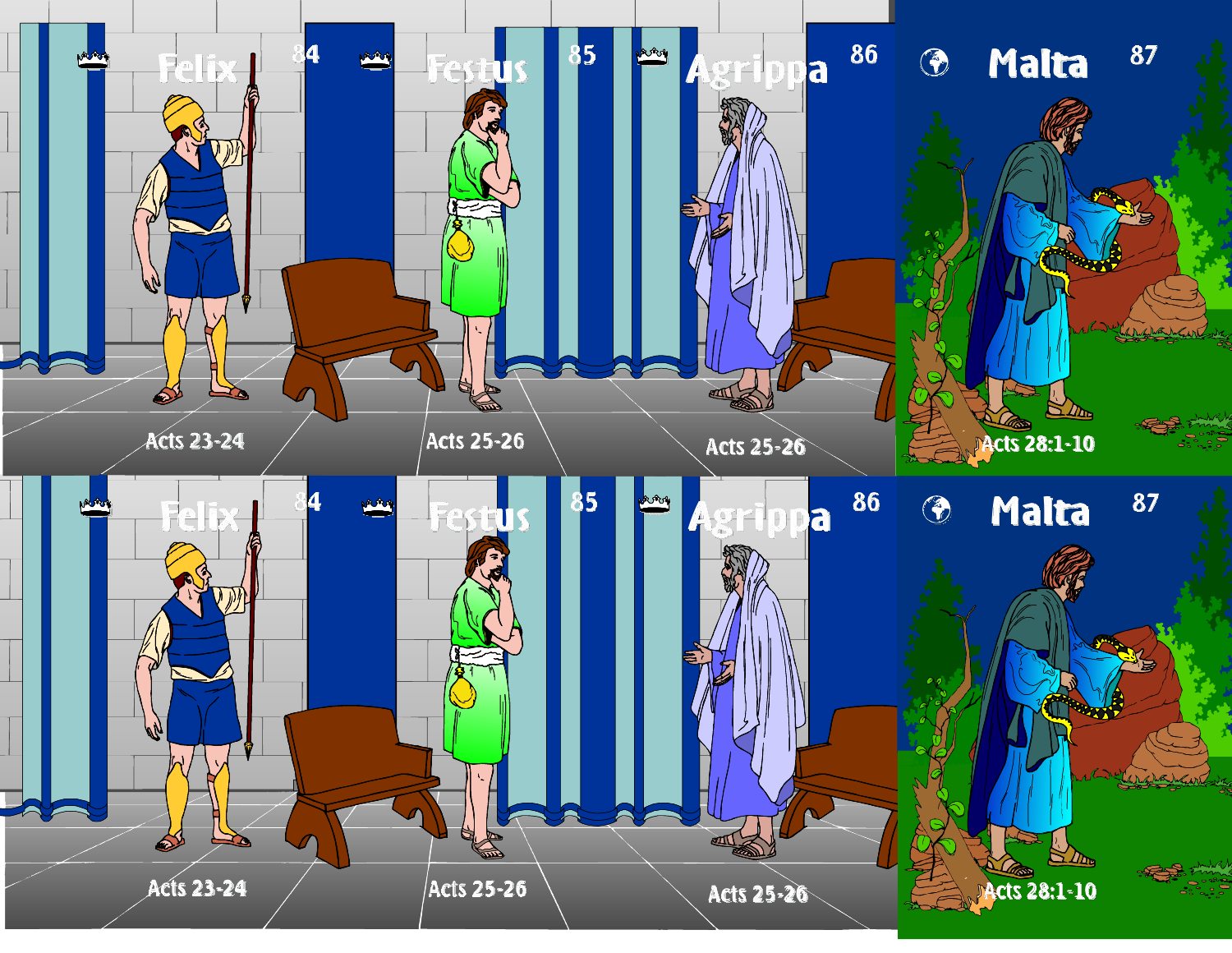Felix 84

Acts 23-24

Festus 85

Acts 25-26

Agrippa 86

Acts 25-26

Malta 87

Acts 28:1-10

Felix 84

Acts 23-24

Festus 85

Acts 25-26

Agrippa 86

Acts 25-26

Malta 87

Acts 28:1-10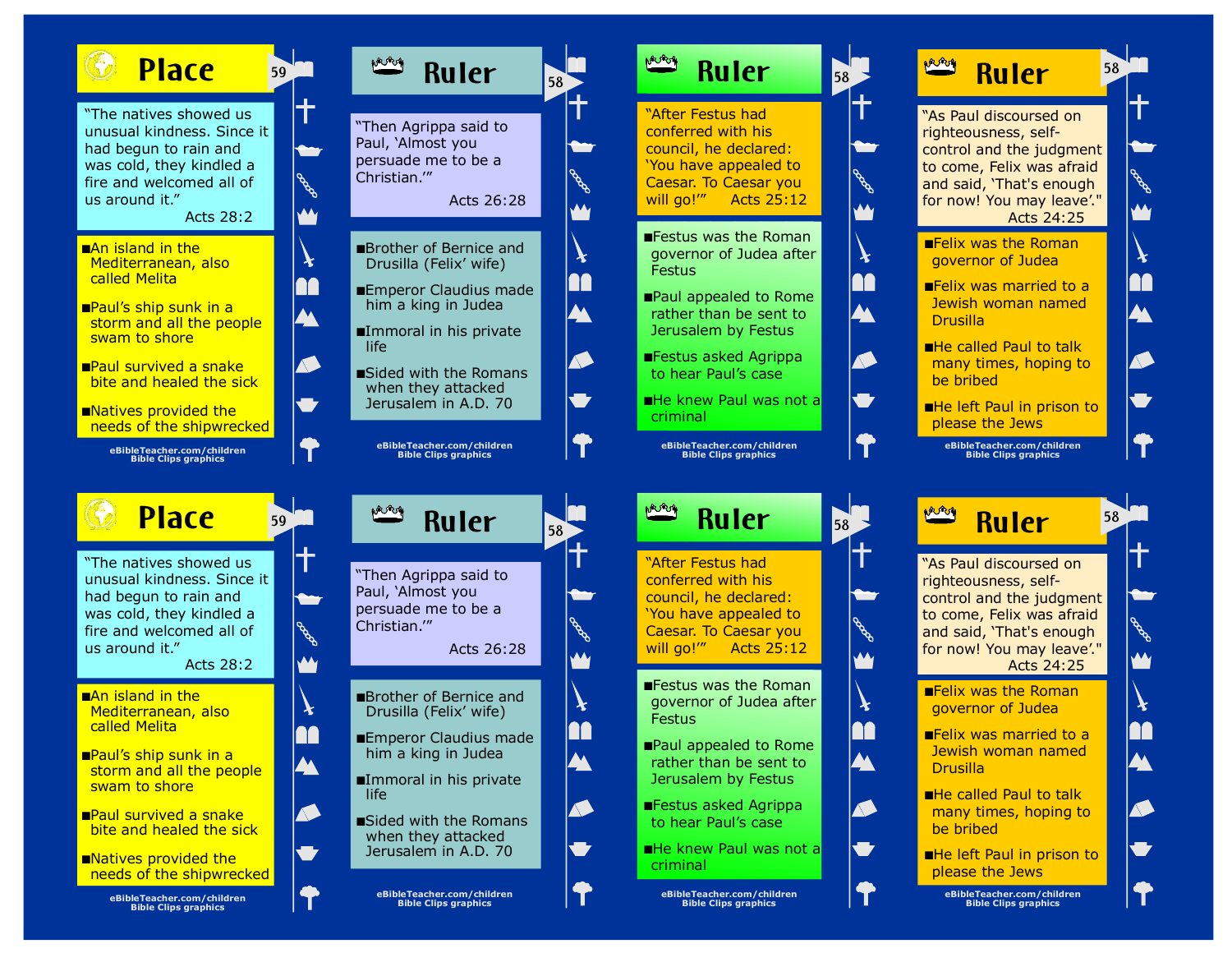## Place

59

"The natives showed us unusual kindness. Since it had begun to rain and was cold, they kindled a fire and welcomed all of us around it."
Acts 28:2

- An island in the Mediterranean, also called Melita
- Paul's ship sunk in a storm and all the people swam to shore
- Paul survived a snake bite and healed the sick
- Natives provided the needs of the shipwrecked

eBibleTeacher.com/children
Bible Clips graphics

## Ruler

58

"Then Agrippa said to Paul, 'Almost you persuade me to be a Christian.'"
Acts 26:28

- Brother of Bernice and Drusilla (Felix' wife)
- Emperor Claudius made him a king in Judea
- Immoral in his private life
- Sided with the Romans when they attacked Jerusalem in A.D. 70

eBibleTeacher.com/children
Bible Clips graphics

## Ruler

58

"After Festus had conferred with his council, he declared: 'You have appealed to Caesar. To Caesar you will go!'" Acts 25:12

- Festus was the Roman governor of Judea after Festus
- Paul appealed to Rome rather than be sent to Jerusalem by Festus
- Festus asked Agrippa to hear Paul's case
- He knew Paul was not a criminal

eBibleTeacher.com/children
Bible Clips graphics

## Ruler

58

"As Paul discoursed on righteousness, self-control and the judgment to come, Felix was afraid and said, 'That's enough for now! You may leave'."
Acts 24:25

- Felix was the Roman governor of Judea
- Felix was married to a Jewish woman named Drusilla
- He called Paul to talk many times, hoping to be bribed
- He left Paul in prison to please the Jews

eBibleTeacher.com/children
Bible Clips graphics

## Place

59

"The natives showed us unusual kindness. Since it had begun to rain and was cold, they kindled a fire and welcomed all of us around it."
Acts 28:2

- An island in the Mediterranean, also called Melita
- Paul's ship sunk in a storm and all the people swam to shore
- Paul survived a snake bite and healed the sick
- Natives provided the needs of the shipwrecked

eBibleTeacher.com/children
Bible Clips graphics

## Ruler

58

"Then Agrippa said to Paul, 'Almost you persuade me to be a Christian.'"
Acts 26:28

- Brother of Bernice and Drusilla (Felix' wife)
- Emperor Claudius made him a king in Judea
- Immoral in his private life
- Sided with the Romans when they attacked Jerusalem in A.D. 70

eBibleTeacher.com/children
Bible Clips graphics

## Ruler

58

"After Festus had conferred with his council, he declared: 'You have appealed to Caesar. To Caesar you will go!'" Acts 25:12

- Festus was the Roman governor of Judea after Festus
- Paul appealed to Rome rather than be sent to Jerusalem by Festus
- Festus asked Agrippa to hear Paul's case
- He knew Paul was not a criminal

eBibleTeacher.com/children
Bible Clips graphics

## Ruler

58

"As Paul discoursed on righteousness, self-control and the judgment to come, Felix was afraid and said, 'That's enough for now! You may leave'."
Acts 24:25

- Felix was the Roman governor of Judea
- Felix was married to a Jewish woman named Drusilla
- He called Paul to talk many times, hoping to be bribed
- He left Paul in prison to please the Jews

eBibleTeacher.com/children
Bible Clips graphics